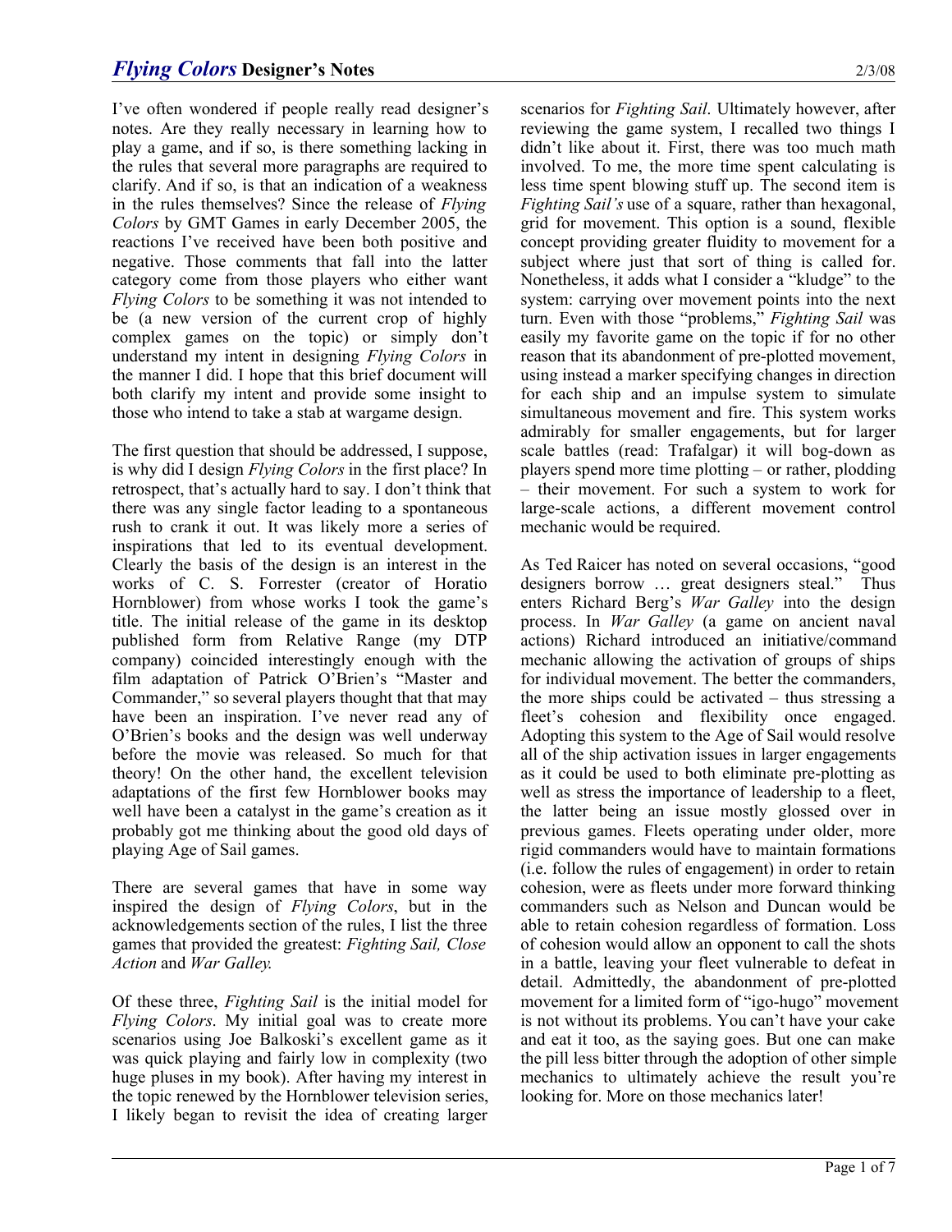# *Flying Colors* Designer's Notes

I've often wondered if people really read designer's notes. Are they really necessary in learning how to play a game, and if so, is there something lacking in the rules that several more paragraphs are required to clarify. And if so, is that an indication of a weakness in the rules themselves? Since the release of *Flying Colors* by GMT Games in early December 2005, the reactions I've received have been both positive and negative. Those comments that fall into the latter category come from those players who either want *Flying Colors* to be something it was not intended to be (a new version of the current crop of highly complex games on the topic) or simply don't understand my intent in designing *Flying Colors* in the manner I did. I hope that this brief document will both clarify my intent and provide some insight to those who intend to take a stab at wargame design.

The first question that should be addressed, I suppose, is why did I design *Flying Colors* in the first place? In retrospect, that's actually hard to say. I don't think that there was any single factor leading to a spontaneous rush to crank it out. It was likely more a series of inspirations that led to its eventual development. Clearly the basis of the design is an interest in the works of C. S. Forrester (creator of Horatio Hornblower) from whose works I took the game's title. The initial release of the game in its desktop published form from Relative Range (my DTP company) coincided interestingly enough with the film adaptation of Patrick O'Brien's "Master and Commander," so several players thought that that may have been an inspiration. I've never read any of O'Brien's books and the design was well underway before the movie was released. So much for that theory! On the other hand, the excellent television adaptations of the first few Hornblower books may well have been a catalyst in the game's creation as it probably got me thinking about the good old days of playing Age of Sail games.

There are several games that have in some way inspired the design of *Flying Colors*, but in the acknowledgements section of the rules, I list the three games that provided the greatest: *Fighting Sail, Close Action* and *War Galley.*

Of these three, *Fighting Sail* is the initial model for *Flying Colors*. My initial goal was to create more scenarios using Joe Balkoski's excellent game as it was quick playing and fairly low in complexity (two huge pluses in my book). After having my interest in the topic renewed by the Hornblower television series, I likely began to revisit the idea of creating larger scenarios for *Fighting Sail*. Ultimately however, after reviewing the game system, I recalled two things I didn't like about it. First, there was too much math involved. To me, the more time spent calculating is less time spent blowing stuff up. The second item is *Fighting Sail's* use of a square, rather than hexagonal, grid for movement. This option is a sound, flexible concept providing greater fluidity to movement for a subject where just that sort of thing is called for. Nonetheless, it adds what I consider a "kludge" to the system: carrying over movement points into the next turn. Even with those "problems," *Fighting Sail* was easily my favorite game on the topic if for no other reason that its abandonment of pre-plotted movement, using instead a marker specifying changes in direction for each ship and an impulse system to simulate simultaneous movement and fire. This system works admirably for smaller engagements, but for larger scale battles (read: Trafalgar) it will bog-down as players spend more time plotting – or rather, plodding – their movement. For such a system to work for large-scale actions, a different movement control mechanic would be required.

As Ted Raicer has noted on several occasions, "good designers borrow … great designers steal." Thus enters Richard Berg's *War Galley* into the design process. In *War Galley* (a game on ancient naval actions) Richard introduced an initiative/command mechanic allowing the activation of groups of ships for individual movement. The better the commanders, the more ships could be activated – thus stressing a fleet's cohesion and flexibility once engaged. Adopting this system to the Age of Sail would resolve all of the ship activation issues in larger engagements as it could be used to both eliminate pre-plotting as well as stress the importance of leadership to a fleet, the latter being an issue mostly glossed over in previous games. Fleets operating under older, more rigid commanders would have to maintain formations (i.e. follow the rules of engagement) in order to retain cohesion, were as fleets under more forward thinking commanders such as Nelson and Duncan would be able to retain cohesion regardless of formation. Loss of cohesion would allow an opponent to call the shots in a battle, leaving your fleet vulnerable to defeat in detail. Admittedly, the abandonment of pre-plotted movement for a limited form of "igo-hugo" movement is not without its problems. You can't have your cake and eat it too, as the saying goes. But one can make the pill less bitter through the adoption of other simple mechanics to ultimately achieve the result you're looking for. More on those mechanics later!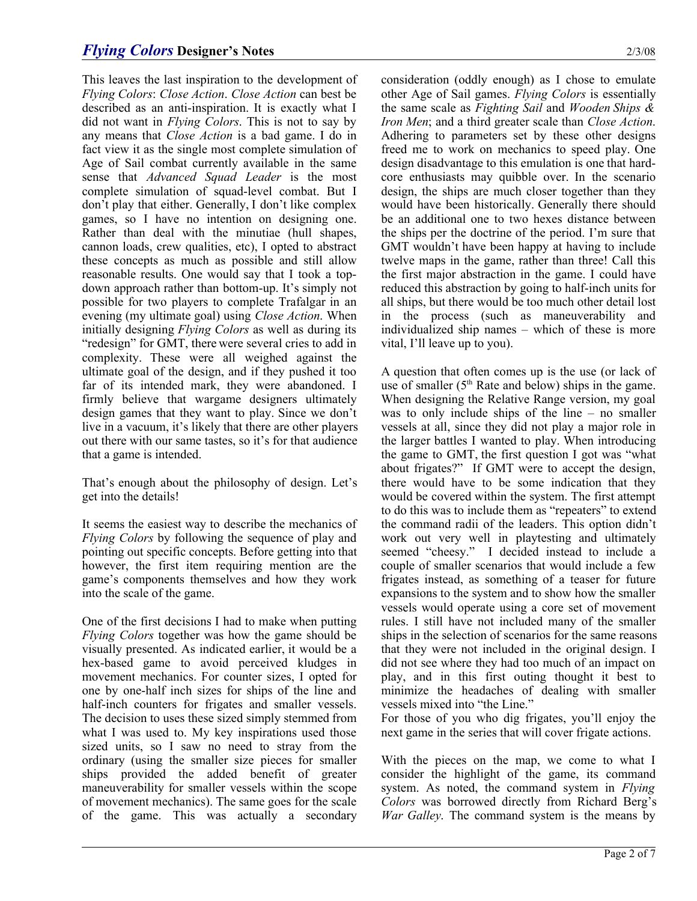This leaves the last inspiration to the development of *Flying Colors*: *Close Action*. *Close Action* can best be described as an anti-inspiration. It is exactly what I did not want in *Flying Colors*. This is not to say by any means that *Close Action* is a bad game. I do in fact view it as the single most complete simulation of Age of Sail combat currently available in the same sense that *Advanced Squad Leader* is the most complete simulation of squad-level combat. But I don't play that either. Generally, I don't like complex games, so I have no intention on designing one. Rather than deal with the minutiae (hull shapes, cannon loads, crew qualities, etc), I opted to abstract these concepts as much as possible and still allow reasonable results. One would say that I took a top-down approach rather than bottom-up. It's simply not possible for two players to complete Trafalgar in an evening (my ultimate goal) using *Close Action*. When initially designing *Flying Colors* as well as during its "redesign" for GMT, there were several cries to add in complexity. These were all weighed against the ultimate goal of the design, and if they pushed it too far of its intended mark, they were abandoned. I firmly believe that wargame designers ultimately design games that they want to play. Since we don't live in a vacuum, it's likely that there are other players out there with our same tastes, so it's for that audience that a game is intended.

That's enough about the philosophy of design. Let's get into the details!

It seems the easiest way to describe the mechanics of *Flying Colors* by following the sequence of play and pointing out specific concepts. Before getting into that however, the first item requiring mention are the game's components themselves and how they work into the scale of the game.

One of the first decisions I had to make when putting *Flying Colors* together was how the game should be visually presented. As indicated earlier, it would be a hex-based game to avoid perceived kludges in movement mechanics. For counter sizes, I opted for one by one-half inch sizes for ships of the line and half-inch counters for frigates and smaller vessels. The decision to uses these sized simply stemmed from what I was used to. My key inspirations used those sized units, so I saw no need to stray from the ordinary (using the smaller size pieces for smaller ships provided the added benefit of greater maneuverability for smaller vessels within the scope of movement mechanics). The same goes for the scale of the game. This was actually a secondary consideration (oddly enough) as I chose to emulate other Age of Sail games. *Flying Colors* is essentially the same scale as *Fighting Sail* and *Wooden Ships & Iron Men*; and a third greater scale than *Close Action*. Adhering to parameters set by these other designs freed me to work on mechanics to speed play. One design disadvantage to this emulation is one that hard-core enthusiasts may quibble over. In the scenario design, the ships are much closer together than they would have been historically. Generally there should be an additional one to two hexes distance between the ships per the doctrine of the period. I'm sure that GMT wouldn't have been happy at having to include twelve maps in the game, rather than three! Call this the first major abstraction in the game. I could have reduced this abstraction by going to half-inch units for all ships, but there would be too much other detail lost in the process (such as maneuverability and individualized ship names – which of these is more vital, I'll leave up to you).

A question that often comes up is the use (or lack of use of smaller (5th Rate and below) ships in the game. When designing the Relative Range version, my goal was to only include ships of the line – no smaller vessels at all, since they did not play a major role in the larger battles I wanted to play. When introducing the game to GMT, the first question I got was "what about frigates?" If GMT were to accept the design, there would have to be some indication that they would be covered within the system. The first attempt to do this was to include them as "repeaters" to extend the command radii of the leaders. This option didn't work out very well in playtesting and ultimately seemed "cheesy." I decided instead to include a couple of smaller scenarios that would include a few frigates instead, as something of a teaser for future expansions to the system and to show how the smaller vessels would operate using a core set of movement rules. I still have not included many of the smaller ships in the selection of scenarios for the same reasons that they were not included in the original design. I did not see where they had too much of an impact on play, and in this first outing thought it best to minimize the headaches of dealing with smaller vessels mixed into "the Line."

For those of you who dig frigates, you'll enjoy the next game in the series that will cover frigate actions.

With the pieces on the map, we come to what I consider the highlight of the game, its command system. As noted, the command system in *Flying Colors* was borrowed directly from Richard Berg's *War Galley*. The command system is the means by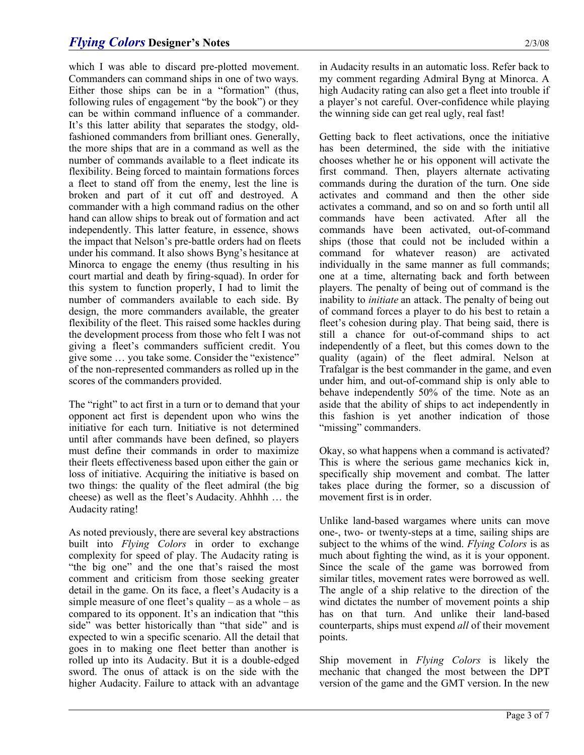which I was able to discard pre-plotted movement. Commanders can command ships in one of two ways. Either those ships can be in a "formation" (thus, following rules of engagement "by the book") or they can be within command influence of a commander. It's this latter ability that separates the stodgy, old-fashioned commanders from brilliant ones. Generally, the more ships that are in a command as well as the number of commands available to a fleet indicate its flexibility. Being forced to maintain formations forces a fleet to stand off from the enemy, lest the line is broken and part of it cut off and destroyed. A commander with a high command radius on the other hand can allow ships to break out of formation and act independently. This latter feature, in essence, shows the impact that Nelson's pre-battle orders had on fleets under his command. It also shows Byng's hesitance at Minorca to engage the enemy (thus resulting in his court martial and death by firing-squad). In order for this system to function properly, I had to limit the number of commanders available to each side. By design, the more commanders available, the greater flexibility of the fleet. This raised some hackles during the development process from those who felt I was not giving a fleet's commanders sufficient credit. You give some … you take some. Consider the "existence" of the non-represented commanders as rolled up in the scores of the commanders provided.

The "right" to act first in a turn or to demand that your opponent act first is dependent upon who wins the initiative for each turn. Initiative is not determined until after commands have been defined, so players must define their commands in order to maximize their fleets effectiveness based upon either the gain or loss of initiative. Acquiring the initiative is based on two things: the quality of the fleet admiral (the big cheese) as well as the fleet's Audacity. Ahhhh … the Audacity rating!

As noted previously, there are several key abstractions built into *Flying Colors* in order to exchange complexity for speed of play. The Audacity rating is "the big one" and the one that's raised the most comment and criticism from those seeking greater detail in the game. On its face, a fleet's Audacity is a simple measure of one fleet's quality – as a whole – as compared to its opponent. It's an indication that "this side" was better historically than "that side" and is expected to win a specific scenario. All the detail that goes in to making one fleet better than another is rolled up into its Audacity. But it is a double-edged sword. The onus of attack is on the side with the higher Audacity. Failure to attack with an advantage in Audacity results in an automatic loss. Refer back to my comment regarding Admiral Byng at Minorca. A high Audacity rating can also get a fleet into trouble if a player's not careful. Over-confidence while playing the winning side can get real ugly, real fast!

Getting back to fleet activations, once the initiative has been determined, the side with the initiative chooses whether he or his opponent will activate the first command. Then, players alternate activating commands during the duration of the turn. One side activates and command and then the other side activates a command, and so on and so forth until all commands have been activated. After all the commands have been activated, out-of-command ships (those that could not be included within a command for whatever reason) are activated individually in the same manner as full commands; one at a time, alternating back and forth between players. The penalty of being out of command is the inability to *initiate* an attack. The penalty of being out of command forces a player to do his best to retain a fleet's cohesion during play. That being said, there is still a chance for out-of-command ships to act independently of a fleet, but this comes down to the quality (again) of the fleet admiral. Nelson at Trafalgar is the best commander in the game, and even under him, and out-of-command ship is only able to behave independently 50% of the time. Note as an aside that the ability of ships to act independently in this fashion is yet another indication of those "missing" commanders.

Okay, so what happens when a command is activated? This is where the serious game mechanics kick in, specifically ship movement and combat. The latter takes place during the former, so a discussion of movement first is in order.

Unlike land-based wargames where units can move one-, two- or twenty-steps at a time, sailing ships are subject to the whims of the wind. *Flying Colors* is as much about fighting the wind, as it is your opponent. Since the scale of the game was borrowed from similar titles, movement rates were borrowed as well. The angle of a ship relative to the direction of the wind dictates the number of movement points a ship has on that turn. And unlike their land-based counterparts, ships must expend *all* of their movement points.

Ship movement in *Flying Colors* is likely the mechanic that changed the most between the DPT version of the game and the GMT version. In the new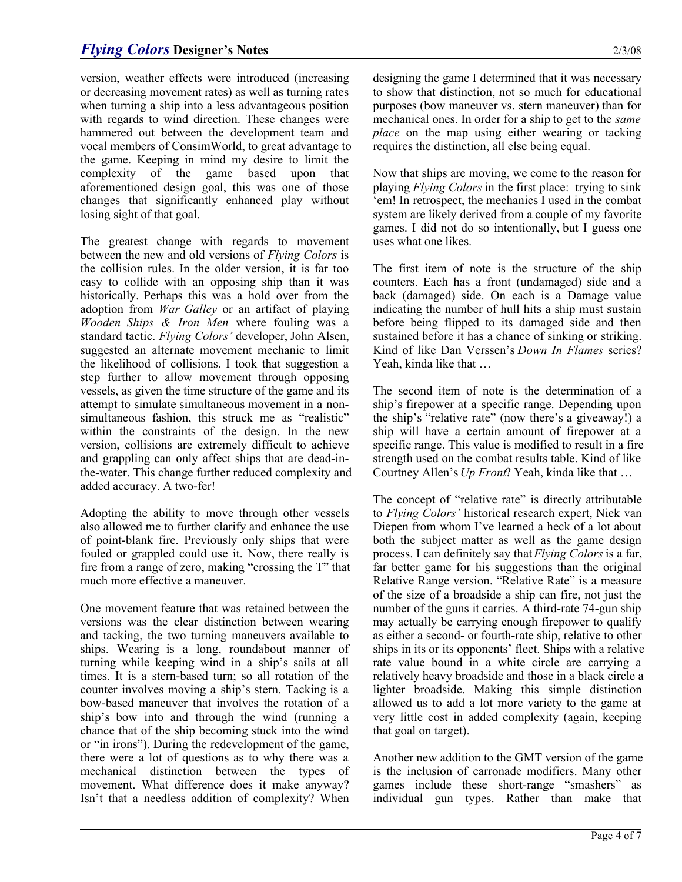version, weather effects were introduced (increasing or decreasing movement rates) as well as turning rates when turning a ship into a less advantageous position with regards to wind direction. These changes were hammered out between the development team and vocal members of ConsimWorld, to great advantage to the game. Keeping in mind my desire to limit the complexity of the game based upon that aforementioned design goal, this was one of those changes that significantly enhanced play without losing sight of that goal.

The greatest change with regards to movement between the new and old versions of *Flying Colors* is the collision rules. In the older version, it is far too easy to collide with an opposing ship than it was historically. Perhaps this was a hold over from the adoption from *War Galley* or an artifact of playing *Wooden Ships & Iron Men* where fouling was a standard tactic. *Flying Colors'* developer, John Alsen, suggested an alternate movement mechanic to limit the likelihood of collisions. I took that suggestion a step further to allow movement through opposing vessels, as given the time structure of the game and its attempt to simulate simultaneous movement in a non-simultaneous fashion, this struck me as "realistic" within the constraints of the design. In the new version, collisions are extremely difficult to achieve and grappling can only affect ships that are dead-in-the-water. This change further reduced complexity and added accuracy. A two-fer!

Adopting the ability to move through other vessels also allowed me to further clarify and enhance the use of point-blank fire. Previously only ships that were fouled or grappled could use it. Now, there really is fire from a range of zero, making "crossing the T" that much more effective a maneuver.

One movement feature that was retained between the versions was the clear distinction between wearing and tacking, the two turning maneuvers available to ships. Wearing is a long, roundabout manner of turning while keeping wind in a ship's sails at all times. It is a stern-based turn; so all rotation of the counter involves moving a ship's stern. Tacking is a bow-based maneuver that involves the rotation of a ship's bow into and through the wind (running a chance that of the ship becoming stuck into the wind or "in irons"). During the redevelopment of the game, there were a lot of questions as to why there was a mechanical distinction between the types of movement. What difference does it make anyway? Isn't that a needless addition of complexity? When designing the game I determined that it was necessary to show that distinction, not so much for educational purposes (bow maneuver vs. stern maneuver) than for mechanical ones. In order for a ship to get to the *same place* on the map using either wearing or tacking requires the distinction, all else being equal.

Now that ships are moving, we come to the reason for playing *Flying Colors* in the first place: trying to sink 'em! In retrospect, the mechanics I used in the combat system are likely derived from a couple of my favorite games. I did not do so intentionally, but I guess one uses what one likes.

The first item of note is the structure of the ship counters. Each has a front (undamaged) side and a back (damaged) side. On each is a Damage value indicating the number of hull hits a ship must sustain before being flipped to its damaged side and then sustained before it has a chance of sinking or striking. Kind of like Dan Verssen's *Down In Flames* series? Yeah, kinda like that …

The second item of note is the determination of a ship's firepower at a specific range. Depending upon the ship's "relative rate" (now there's a giveaway!) a ship will have a certain amount of firepower at a specific range. This value is modified to result in a fire strength used on the combat results table. Kind of like Courtney Allen's *Up Front*? Yeah, kinda like that …

The concept of "relative rate" is directly attributable to *Flying Colors'* historical research expert, Niek van Diepen from whom I've learned a heck of a lot about both the subject matter as well as the game design process. I can definitely say that *Flying Colors* is a far, far better game for his suggestions than the original Relative Range version. "Relative Rate" is a measure of the size of a broadside a ship can fire, not just the number of the guns it carries. A third-rate 74-gun ship may actually be carrying enough firepower to qualify as either a second- or fourth-rate ship, relative to other ships in its or its opponents' fleet. Ships with a relative rate value bound in a white circle are carrying a relatively heavy broadside and those in a black circle a lighter broadside. Making this simple distinction allowed us to add a lot more variety to the game at very little cost in added complexity (again, keeping that goal on target).

Another new addition to the GMT version of the game is the inclusion of carronade modifiers. Many other games include these short-range "smashers" as individual gun types. Rather than make that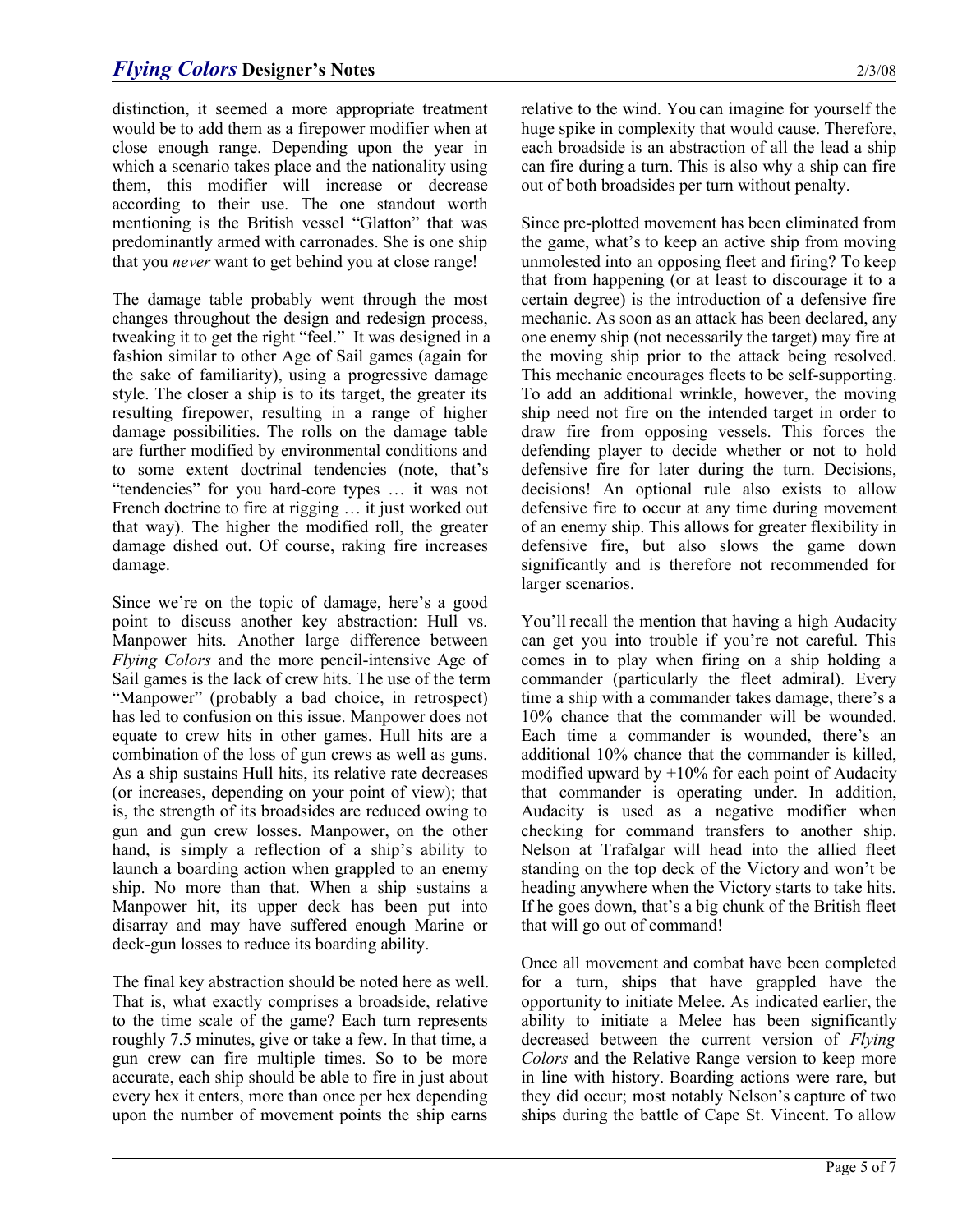distinction, it seemed a more appropriate treatment would be to add them as a firepower modifier when at close enough range. Depending upon the year in which a scenario takes place and the nationality using them, this modifier will increase or decrease according to their use. The one standout worth mentioning is the British vessel "Glatton" that was predominantly armed with carronades. She is one ship that you *never* want to get behind you at close range!

The damage table probably went through the most changes throughout the design and redesign process, tweaking it to get the right "feel." It was designed in a fashion similar to other Age of Sail games (again for the sake of familiarity), using a progressive damage style. The closer a ship is to its target, the greater its resulting firepower, resulting in a range of higher damage possibilities. The rolls on the damage table are further modified by environmental conditions and to some extent doctrinal tendencies (note, that's "tendencies" for you hard-core types … it was not French doctrine to fire at rigging … it just worked out that way). The higher the modified roll, the greater damage dished out. Of course, raking fire increases damage.

Since we're on the topic of damage, here's a good point to discuss another key abstraction: Hull vs. Manpower hits. Another large difference between *Flying Colors* and the more pencil-intensive Age of Sail games is the lack of crew hits. The use of the term "Manpower" (probably a bad choice, in retrospect) has led to confusion on this issue. Manpower does not equate to crew hits in other games. Hull hits are a combination of the loss of gun crews as well as guns. As a ship sustains Hull hits, its relative rate decreases (or increases, depending on your point of view); that is, the strength of its broadsides are reduced owing to gun and gun crew losses. Manpower, on the other hand, is simply a reflection of a ship's ability to launch a boarding action when grappled to an enemy ship. No more than that. When a ship sustains a Manpower hit, its upper deck has been put into disarray and may have suffered enough Marine or deck-gun losses to reduce its boarding ability.

The final key abstraction should be noted here as well. That is, what exactly comprises a broadside, relative to the time scale of the game? Each turn represents roughly 7.5 minutes, give or take a few. In that time, a gun crew can fire multiple times. So to be more accurate, each ship should be able to fire in just about every hex it enters, more than once per hex depending upon the number of movement points the ship earns relative to the wind. You can imagine for yourself the huge spike in complexity that would cause. Therefore, each broadside is an abstraction of all the lead a ship can fire during a turn. This is also why a ship can fire out of both broadsides per turn without penalty.

Since pre-plotted movement has been eliminated from the game, what's to keep an active ship from moving unmolested into an opposing fleet and firing? To keep that from happening (or at least to discourage it to a certain degree) is the introduction of a defensive fire mechanic. As soon as an attack has been declared, any one enemy ship (not necessarily the target) may fire at the moving ship prior to the attack being resolved. This mechanic encourages fleets to be self-supporting. To add an additional wrinkle, however, the moving ship need not fire on the intended target in order to draw fire from opposing vessels. This forces the defending player to decide whether or not to hold defensive fire for later during the turn. Decisions, decisions! An optional rule also exists to allow defensive fire to occur at any time during movement of an enemy ship. This allows for greater flexibility in defensive fire, but also slows the game down significantly and is therefore not recommended for larger scenarios.

You'll recall the mention that having a high Audacity can get you into trouble if you're not careful. This comes in to play when firing on a ship holding a commander (particularly the fleet admiral). Every time a ship with a commander takes damage, there's a 10% chance that the commander will be wounded. Each time a commander is wounded, there's an additional 10% chance that the commander is killed, modified upward by +10% for each point of Audacity that commander is operating under. In addition, Audacity is used as a negative modifier when checking for command transfers to another ship. Nelson at Trafalgar will head into the allied fleet standing on the top deck of the Victory and won't be heading anywhere when the Victory starts to take hits. If he goes down, that's a big chunk of the British fleet that will go out of command!

Once all movement and combat have been completed for a turn, ships that have grappled have the opportunity to initiate Melee. As indicated earlier, the ability to initiate a Melee has been significantly decreased between the current version of *Flying Colors* and the Relative Range version to keep more in line with history. Boarding actions were rare, but they did occur; most notably Nelson's capture of two ships during the battle of Cape St. Vincent. To allow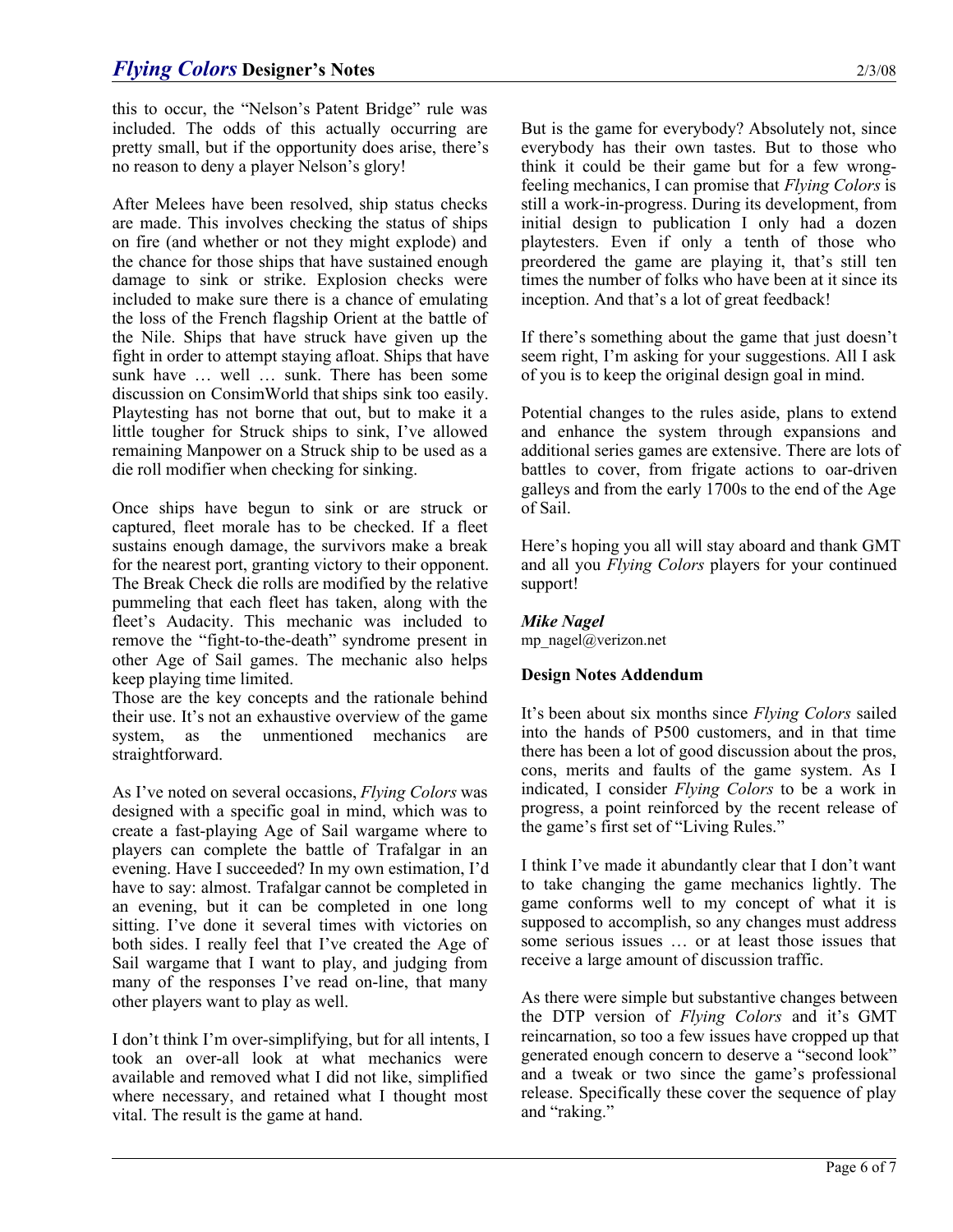this to occur, the "Nelson's Patent Bridge" rule was included. The odds of this actually occurring are pretty small, but if the opportunity does arise, there's no reason to deny a player Nelson's glory!

After Melees have been resolved, ship status checks are made. This involves checking the status of ships on fire (and whether or not they might explode) and the chance for those ships that have sustained enough damage to sink or strike. Explosion checks were included to make sure there is a chance of emulating the loss of the French flagship Orient at the battle of the Nile. Ships that have struck have given up the fight in order to attempt staying afloat. Ships that have sunk have … well … sunk. There has been some discussion on ConsimWorld that ships sink too easily. Playtesting has not borne that out, but to make it a little tougher for Struck ships to sink, I've allowed remaining Manpower on a Struck ship to be used as a die roll modifier when checking for sinking.

Once ships have begun to sink or are struck or captured, fleet morale has to be checked. If a fleet sustains enough damage, the survivors make a break for the nearest port, granting victory to their opponent. The Break Check die rolls are modified by the relative pummeling that each fleet has taken, along with the fleet's Audacity. This mechanic was included to remove the "fight-to-the-death" syndrome present in other Age of Sail games. The mechanic also helps keep playing time limited.

Those are the key concepts and the rationale behind their use. It's not an exhaustive overview of the game system, as the unmentioned mechanics are straightforward.

As I've noted on several occasions, *Flying Colors* was designed with a specific goal in mind, which was to create a fast-playing Age of Sail wargame where to players can complete the battle of Trafalgar in an evening. Have I succeeded? In my own estimation, I'd have to say: almost. Trafalgar cannot be completed in an evening, but it can be completed in one long sitting. I've done it several times with victories on both sides. I really feel that I've created the Age of Sail wargame that I want to play, and judging from many of the responses I've read on-line, that many other players want to play as well.

I don't think I'm over-simplifying, but for all intents, I took an over-all look at what mechanics were available and removed what I did not like, simplified where necessary, and retained what I thought most vital. The result is the game at hand.

But is the game for everybody? Absolutely not, since everybody has their own tastes. But to those who think it could be their game but for a few wrong-feeling mechanics, I can promise that *Flying Colors* is still a work-in-progress. During its development, from initial design to publication I only had a dozen playtesters. Even if only a tenth of those who preordered the game are playing it, that's still ten times the number of folks who have been at it since its inception. And that's a lot of great feedback!

If there's something about the game that just doesn't seem right, I'm asking for your suggestions. All I ask of you is to keep the original design goal in mind.

Potential changes to the rules aside, plans to extend and enhance the system through expansions and additional series games are extensive. There are lots of battles to cover, from frigate actions to oar-driven galleys and from the early 1700s to the end of the Age of Sail.

Here's hoping you all will stay aboard and thank GMT and all you *Flying Colors* players for your continued support!

***Mike Nagel***
mp_nagel@verizon.net

**Design Notes Addendum**

It's been about six months since *Flying Colors* sailed into the hands of P500 customers, and in that time there has been a lot of good discussion about the pros, cons, merits and faults of the game system. As I indicated, I consider *Flying Colors* to be a work in progress, a point reinforced by the recent release of the game's first set of "Living Rules."

I think I've made it abundantly clear that I don't want to take changing the game mechanics lightly. The game conforms well to my concept of what it is supposed to accomplish, so any changes must address some serious issues … or at least those issues that receive a large amount of discussion traffic.

As there were simple but substantive changes between the DTP version of *Flying Colors* and it's GMT reincarnation, so too a few issues have cropped up that generated enough concern to deserve a "second look" and a tweak or two since the game's professional release. Specifically these cover the sequence of play and "raking."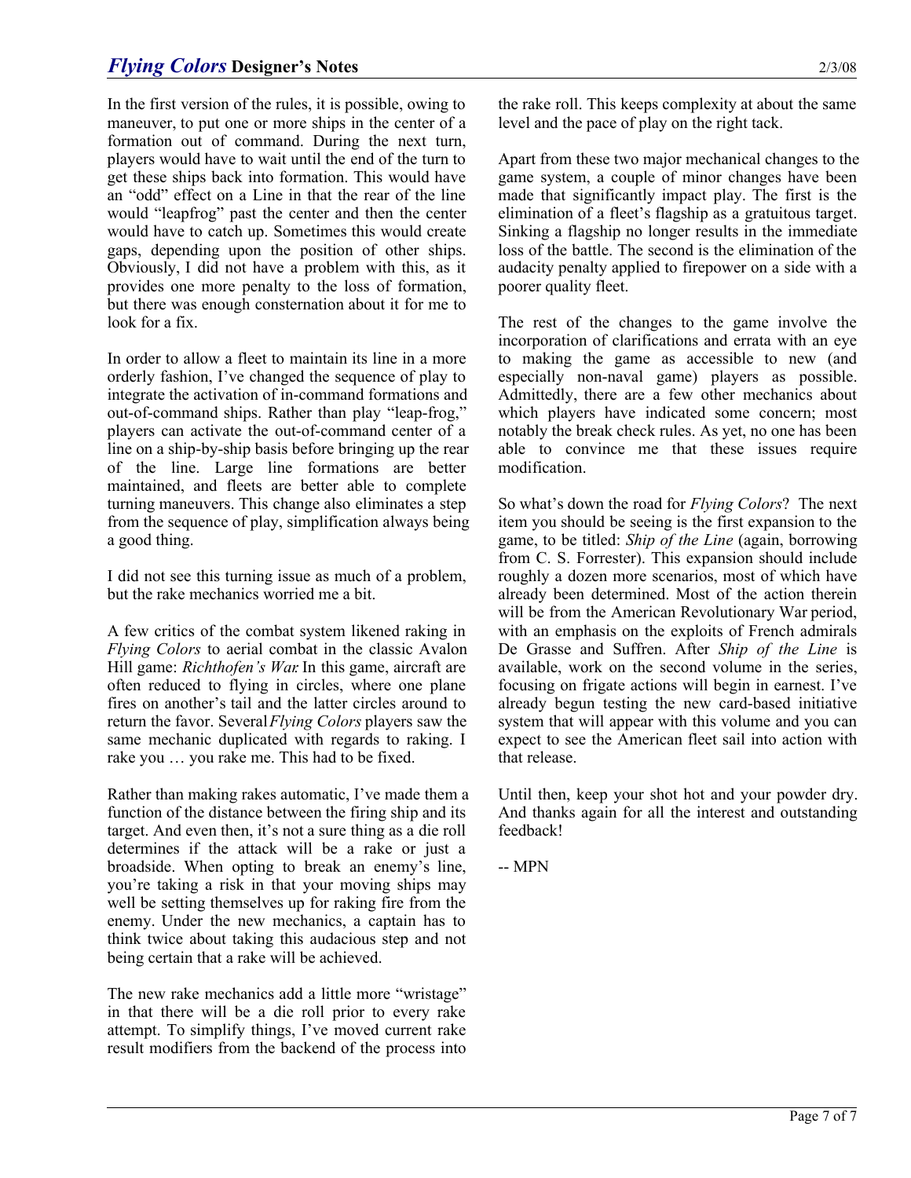In the first version of the rules, it is possible, owing to maneuver, to put one or more ships in the center of a formation out of command. During the next turn, players would have to wait until the end of the turn to get these ships back into formation. This would have an "odd" effect on a Line in that the rear of the line would "leapfrog" past the center and then the center would have to catch up. Sometimes this would create gaps, depending upon the position of other ships. Obviously, I did not have a problem with this, as it provides one more penalty to the loss of formation, but there was enough consternation about it for me to look for a fix.

In order to allow a fleet to maintain its line in a more orderly fashion, I've changed the sequence of play to integrate the activation of in-command formations and out-of-command ships. Rather than play "leap-frog," players can activate the out-of-command center of a line on a ship-by-ship basis before bringing up the rear of the line. Large line formations are better maintained, and fleets are better able to complete turning maneuvers. This change also eliminates a step from the sequence of play, simplification always being a good thing.

I did not see this turning issue as much of a problem, but the rake mechanics worried me a bit.

A few critics of the combat system likened raking in *Flying Colors* to aerial combat in the classic Avalon Hill game: *Richthofen's War.* In this game, aircraft are often reduced to flying in circles, where one plane fires on another's tail and the latter circles around to return the favor. Several *Flying Colors* players saw the same mechanic duplicated with regards to raking. I rake you … you rake me. This had to be fixed.

Rather than making rakes automatic, I've made them a function of the distance between the firing ship and its target. And even then, it's not a sure thing as a die roll determines if the attack will be a rake or just a broadside. When opting to break an enemy's line, you're taking a risk in that your moving ships may well be setting themselves up for raking fire from the enemy. Under the new mechanics, a captain has to think twice about taking this audacious step and not being certain that a rake will be achieved.

The new rake mechanics add a little more "wristage" in that there will be a die roll prior to every rake attempt. To simplify things, I've moved current rake result modifiers from the backend of the process into the rake roll. This keeps complexity at about the same level and the pace of play on the right tack.

Apart from these two major mechanical changes to the game system, a couple of minor changes have been made that significantly impact play. The first is the elimination of a fleet's flagship as a gratuitous target. Sinking a flagship no longer results in the immediate loss of the battle. The second is the elimination of the audacity penalty applied to firepower on a side with a poorer quality fleet.

The rest of the changes to the game involve the incorporation of clarifications and errata with an eye to making the game as accessible to new (and especially non-naval game) players as possible. Admittedly, there are a few other mechanics about which players have indicated some concern; most notably the break check rules. As yet, no one has been able to convince me that these issues require modification.

So what's down the road for *Flying Colors*? The next item you should be seeing is the first expansion to the game, to be titled: *Ship of the Line* (again, borrowing from C. S. Forrester). This expansion should include roughly a dozen more scenarios, most of which have already been determined. Most of the action therein will be from the American Revolutionary War period, with an emphasis on the exploits of French admirals De Grasse and Suffren. After *Ship of the Line* is available, work on the second volume in the series, focusing on frigate actions will begin in earnest. I've already begun testing the new card-based initiative system that will appear with this volume and you can expect to see the American fleet sail into action with that release.

Until then, keep your shot hot and your powder dry. And thanks again for all the interest and outstanding feedback!

-- MPN